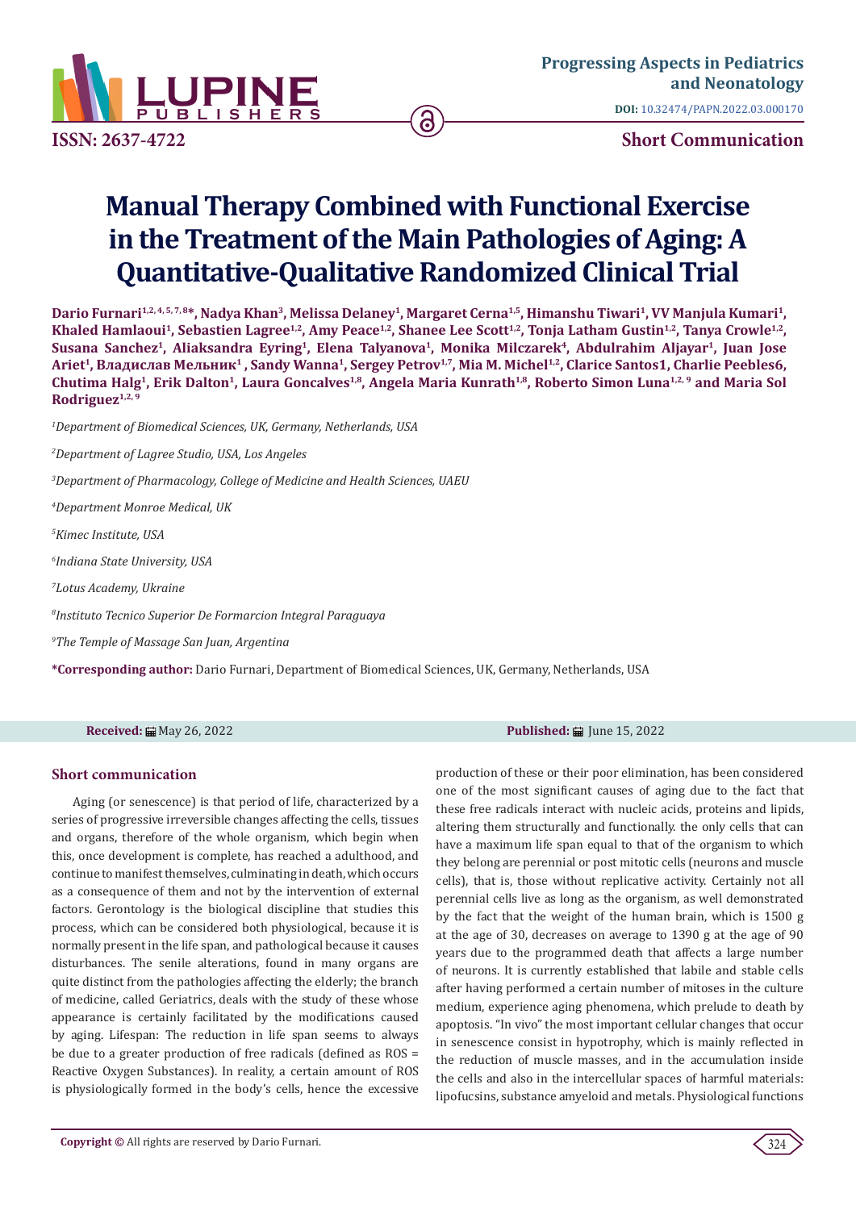Progressing Aspects in Pediatrics and Neonatology

DOI: 10.32474/PAPN.2022.03.000170

ISSN: 2637-4722

**Short Communication**

# Manual Therapy Combined with Functional Exercise in the Treatment of the Main Pathologies of Aging: A Quantitative-Qualitative Randomized Clinical Trial

**Dario Furnari[1,2, 4, 5, 7, 8]*, Nadya Khan[3], Melissa Delaney[1], Margaret Cerna[1,5], Himanshu Tiwari[1], VV Manjula Kumari[1], Khaled Hamlaoui[1], Sebastien Lagree[1,2], Amy Peace[1,2], Shanee Lee Scott[1,2], Tonja Latham Gustin[1,2], Tanya Crowle[1,2], Susana Sanchez[1], Aliaksandra Eyring[1], Elena Talyanova[1], Monika Milczarek[4], Abdulrahim Aljayar[1], Juan Jose Ariet[1], Владислав Мельник[1] , Sandy Wanna[1], Sergey Petrov[1,7], Mia M. Michel[1,2], Clarice Santos1, Charlie Peebles6, Chutima Halg[1], Erik Dalton[1], Laura Goncalves[1,8], Angela Maria Kunrath[1,8], Roberto Simon Luna[1,2, 9] and Maria Sol Rodriguez[1,2, 9]**

[1]*Department of Biomedical Sciences, UK, Germany, Netherlands, USA*

[2]*Department of Lagree Studio, USA, Los Angeles*

[3]*Department of Pharmacology, College of Medicine and Health Sciences, UAEU*

[4]*Department Monroe Medical, UK*

[5]*Kimec Institute, USA*

[6]*Indiana State University, USA*

[7]*Lotus Academy, Ukraine*

[8]*Instituto Tecnico Superior De Formarcion Integral Paraguaya*

[9]*The Temple of Massage San Juan, Argentina*

**\*Corresponding author:** Dario Furnari, Department of Biomedical Sciences, UK, Germany, Netherlands, USA

**Received:** May 26, 2022 **Published:** June 15, 2022

## Short communication

Aging (or senescence) is that period of life, characterized by a series of progressive irreversible changes affecting the cells, tissues and organs, therefore of the whole organism, which begin when this, once development is complete, has reached a adulthood, and continue to manifest themselves, culminating in death, which occurs as a consequence of them and not by the intervention of external factors. Gerontology is the biological discipline that studies this process, which can be considered both physiological, because it is normally present in the life span, and pathological because it causes disturbances. The senile alterations, found in many organs are quite distinct from the pathologies affecting the elderly; the branch of medicine, called Geriatrics, deals with the study of these whose appearance is certainly facilitated by the modifications caused by aging. Lifespan: The reduction in life span seems to always be due to a greater production of free radicals (defined as ROS = Reactive Oxygen Substances). In reality, a certain amount of ROS is physiologically formed in the body's cells, hence the excessive production of these or their poor elimination, has been considered one of the most significant causes of aging due to the fact that these free radicals interact with nucleic acids, proteins and lipids, altering them structurally and functionally. the only cells that can have a maximum life span equal to that of the organism to which they belong are perennial or post mitotic cells (neurons and muscle cells), that is, those without replicative activity. Certainly not all perennial cells live as long as the organism, as well demonstrated by the fact that the weight of the human brain, which is 1500 g at the age of 30, decreases on average to 1390 g at the age of 90 years due to the programmed death that affects a large number of neurons. It is currently established that labile and stable cells after having performed a certain number of mitoses in the culture medium, experience aging phenomena, which prelude to death by apoptosis. "In vivo" the most important cellular changes that occur in senescence consist in hypotrophy, which is mainly reflected in the reduction of muscle masses, and in the accumulation inside the cells and also in the intercellular spaces of harmful materials: lipofucsins, substance amyeloid and metals. Physiological functions

**Copyright ©** All rights are reserved by Dario Furnari.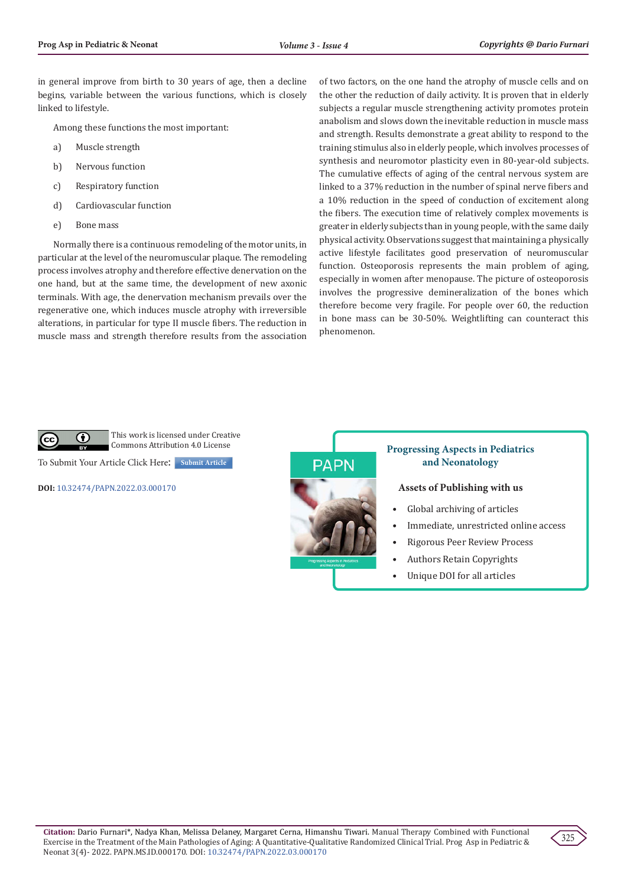in general improve from birth to 30 years of age, then a decline begins, variable between the various functions, which is closely linked to lifestyle.

Among these functions the most important:

a) Muscle strength

b) Nervous function

c) Respiratory function

d) Cardiovascular function

e) Bone mass

Normally there is a continuous remodeling of the motor units, in particular at the level of the neuromuscular plaque. The remodeling process involves atrophy and therefore effective denervation on the one hand, but at the same time, the development of new axonic terminals. With age, the denervation mechanism prevails over the regenerative one, which induces muscle atrophy with irreversible alterations, in particular for type II muscle fibers. The reduction in muscle mass and strength therefore results from the association of two factors, on the one hand the atrophy of muscle cells and on the other the reduction of daily activity. It is proven that in elderly subjects a regular muscle strengthening activity promotes protein anabolism and slows down the inevitable reduction in muscle mass and strength. Results demonstrate a great ability to respond to the training stimulus also in elderly people, which involves processes of synthesis and neuromotor plasticity even in 80-year-old subjects. The cumulative effects of aging of the central nervous system are linked to a 37% reduction in the number of spinal nerve fibers and a 10% reduction in the speed of conduction of excitement along the fibers. The execution time of relatively complex movements is greater in elderly subjects than in young people, with the same daily physical activity. Observations suggest that maintaining a physically active lifestyle facilitates good preservation of neuromuscular function. Osteoporosis represents the main problem of aging, especially in women after menopause. The picture of osteoporosis involves the progressive demineralization of the bones which therefore become very fragile. For people over 60, the reduction in bone mass can be 30-50%. Weightlifting can counteract this phenomenon.

This work is licensed under Creative Commons Attribution 4.0 License

To Submit Your Article Click Here: Submit Article

**DOI:** 10.32474/PAPN.2022.03.000170

**Progressing Aspects in Pediatrics and Neonatology**

**Assets of Publishing with us**

- Global archiving of articles
- Immediate, unrestricted online access
- Rigorous Peer Review Process
- Authors Retain Copyrights
- Unique DOI for all articles

**Citation:** Dario Furnari*, Nadya Khan, Melissa Delaney, Margaret Cerna, Himanshu Tiwari. Manual Therapy Combined with Functional Exercise in the Treatment of the Main Pathologies of Aging: A Quantitative-Qualitative Randomized Clinical Trial. Prog Asp in Pediatric & Neonat 3(4)- 2022. PAPN.MS.ID.000170. DOI: 10.32474/PAPN.2022.03.000170